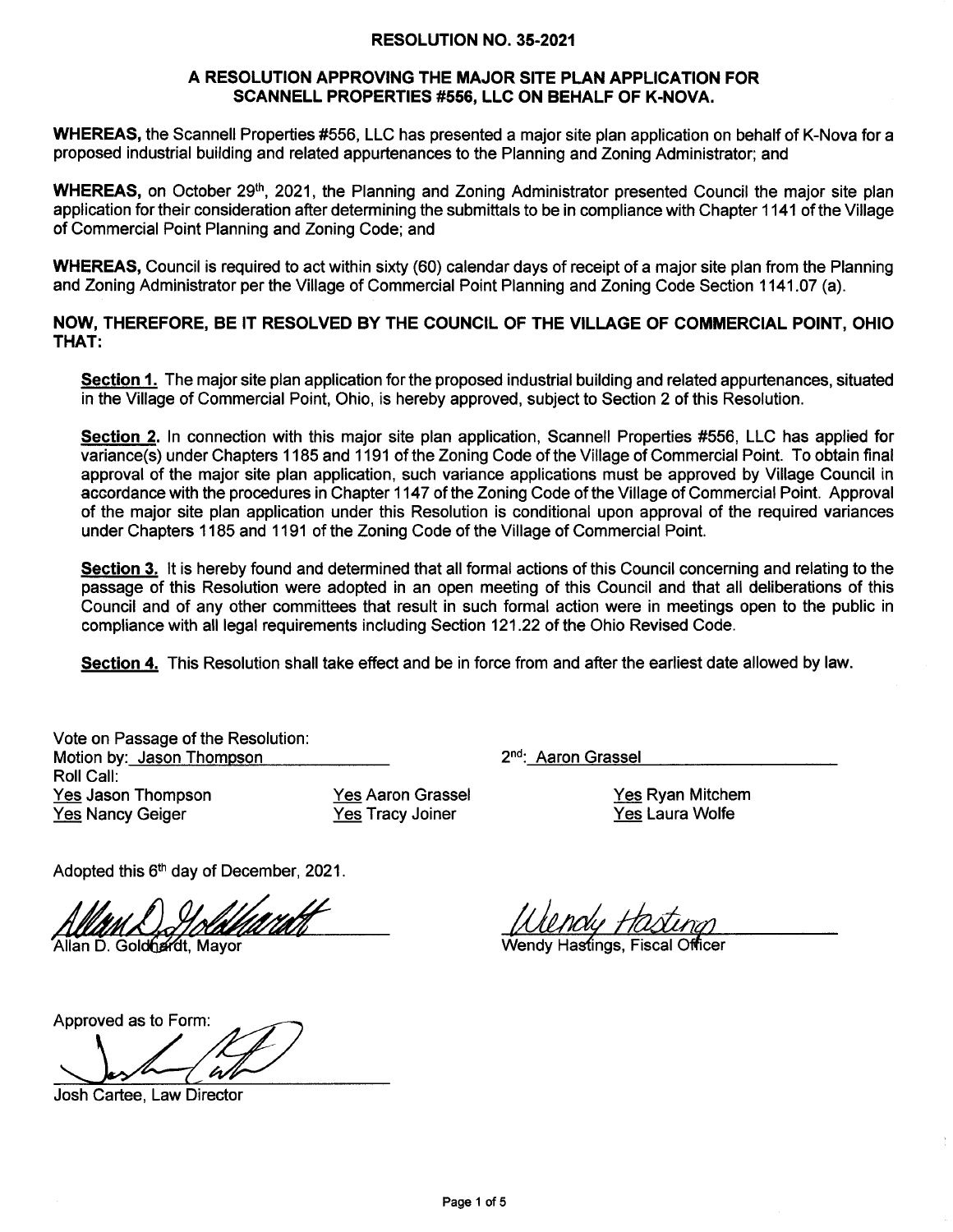# RESOLUTION NO. 35-2021

## A RESOLUTION APPROVING THE MAJOR SITE PLAN APPLICATION FOR SCANNELL PROPERTIES #556, LLC ON BEHALF OF K-NOVA.

**WHEREAS,** the Scannell Properties #556, LLC has presented a major site plan application on behalf of K-Nova for a proposed industrial building and related appurtenances to the Planning and Zoning Administrator; and

**WHEREAS,** on October 29th, 2021, the Planning and Zoning Administrator presented Council the major site plan application for their consideration after determining the submittals to be in compliance with Chapter 1141 of the Village of Commercial Point Planning and Zoning Code; and

**WHEREAS,** Council is required to act within sixty (60) calendar days of receipt of a major site plan from the Planning and Zoning Administrator per the Village of Commercial Point Planning and Zoning Code Section 1141.07 (a).

**NOW, THEREFORE, BE IT RESOLVED BY THE COUNCIL OF THE VILLAGE OF COMMERCIAL POINT, OHIO THAT:**

**Section 1.** The major site plan application for the proposed industrial building and related appurtenances, situated in the Village of Commercial Point, Ohio, is hereby approved, subject to Section 2 of this Resolution.

**Section 2.** In connection with this major site plan application, Scannell Properties #556, LLC has applied for variance(s) under Chapters 1185 and 1191 of the Zoning Code of the Village of Commercial Point. To obtain final approval of the major site plan application, such variance applications must be approved by Village Council in accordance with the procedures in Chapter 1147 of the Zoning Code of the Village of Commercial Point. Approval of the major site plan application under this Resolution is conditional upon approval of the required variances under Chapters 1185 and 1191 of the Zoning Code of the Village of Commercial Point.

**Section 3.** It is hereby found and determined that all formal actions of this Council concerning and relating to the passage of this Resolution were adopted in an open meeting of this Council and that all deliberations of this Council and of any other committees that result in such formal action were in meetings open to the public in compliance with all legal requirements including Section 121.22 of the Ohio Revised Code.

**Section 4.** This Resolution shall take effect and be in force from and after the earliest date allowed by law.

Vote on Passage of the Resolution:
Motion by: Jason Thompson 2nd: Aaron Grassel
Roll Call:
Yes Jason Thompson Yes Aaron Grassel Yes Ryan Mitchem
Yes Nancy Geiger Yes Tracy Joiner Yes Laura Wolfe

Adopted this 6th day of December, 2021.

Allan D. Goldhardt, Mayor

Wendy Hastings, Fiscal Officer

Approved as to Form:

Josh Cartee, Law Director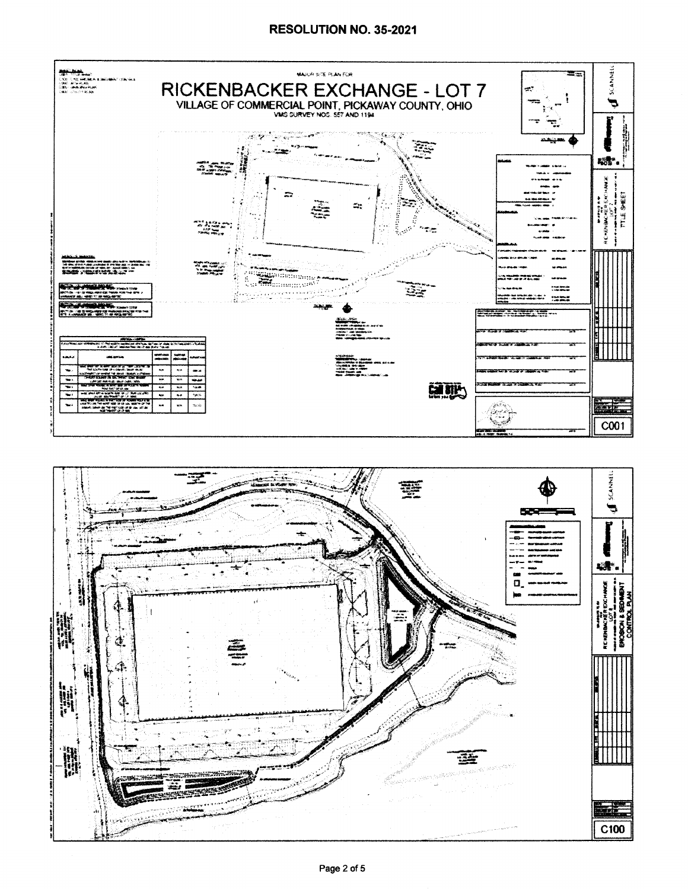# RESOLUTION NO. 35-2021

MAJOR SITE PLAN FOR

# RICKENBACKER EXCHANGE - LOT 7

VILLAGE OF COMMERCIAL POINT, PICKAWAY COUNTY, OHIO

VMS SURVEY NOS. 557 AND 1194

RICKENBACKER EXCHANGE LOT 7 TITLE SHEET

C001

RICKENBACKER EXCHANGE LOT 8 EROSION & SEDIMENT CONTROL PLAN

C100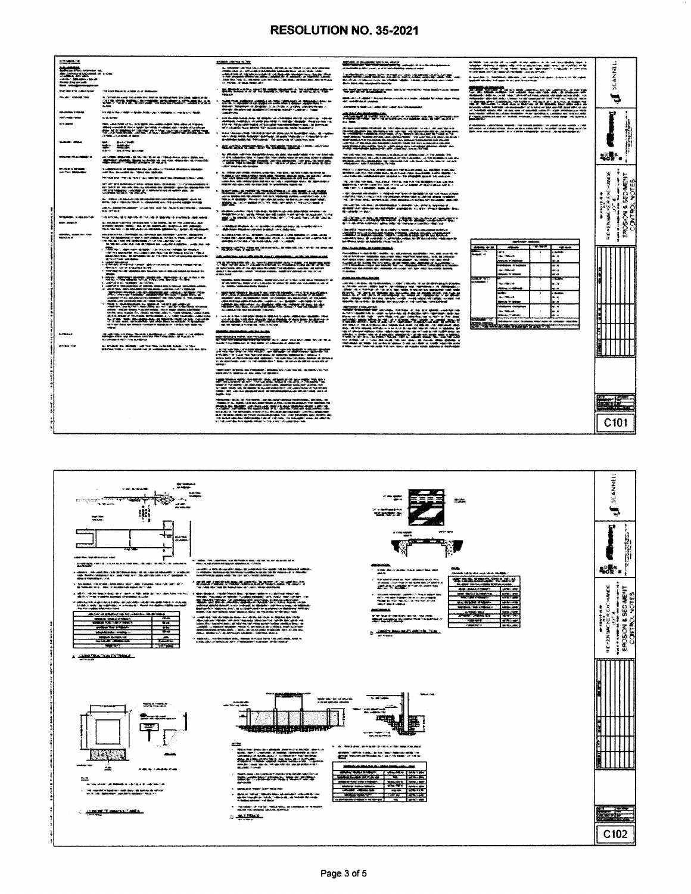# RESOLUTION NO. 35-2021

SCANNELL

REXENBACK EXCHANGE LOT 4

EROSION & SEDIMENT CONTROL NOTES

C101

A CONSTRUCTION ENTRANCE

B CURB INLET PROTECTION

C CONCRETE WASHOUT AREA

D SILT FENCE

SCANNELL

REXENBACK EXCHANGE LOT 4

EROSION & SEDIMENT CONTROL NOTES

C102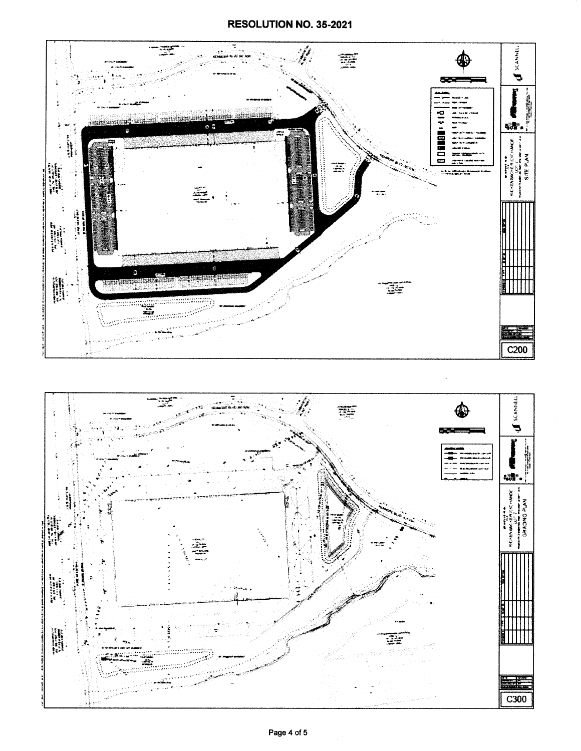# RESOLUTION NO. 35-2021

SCANNELL

RICKENBACKER EXCHANGE LOT 7

SITE PLAN

C200

SCANNELL

RICKENBACKER EXCHANGE LOT 7

GRADING PLAN

C300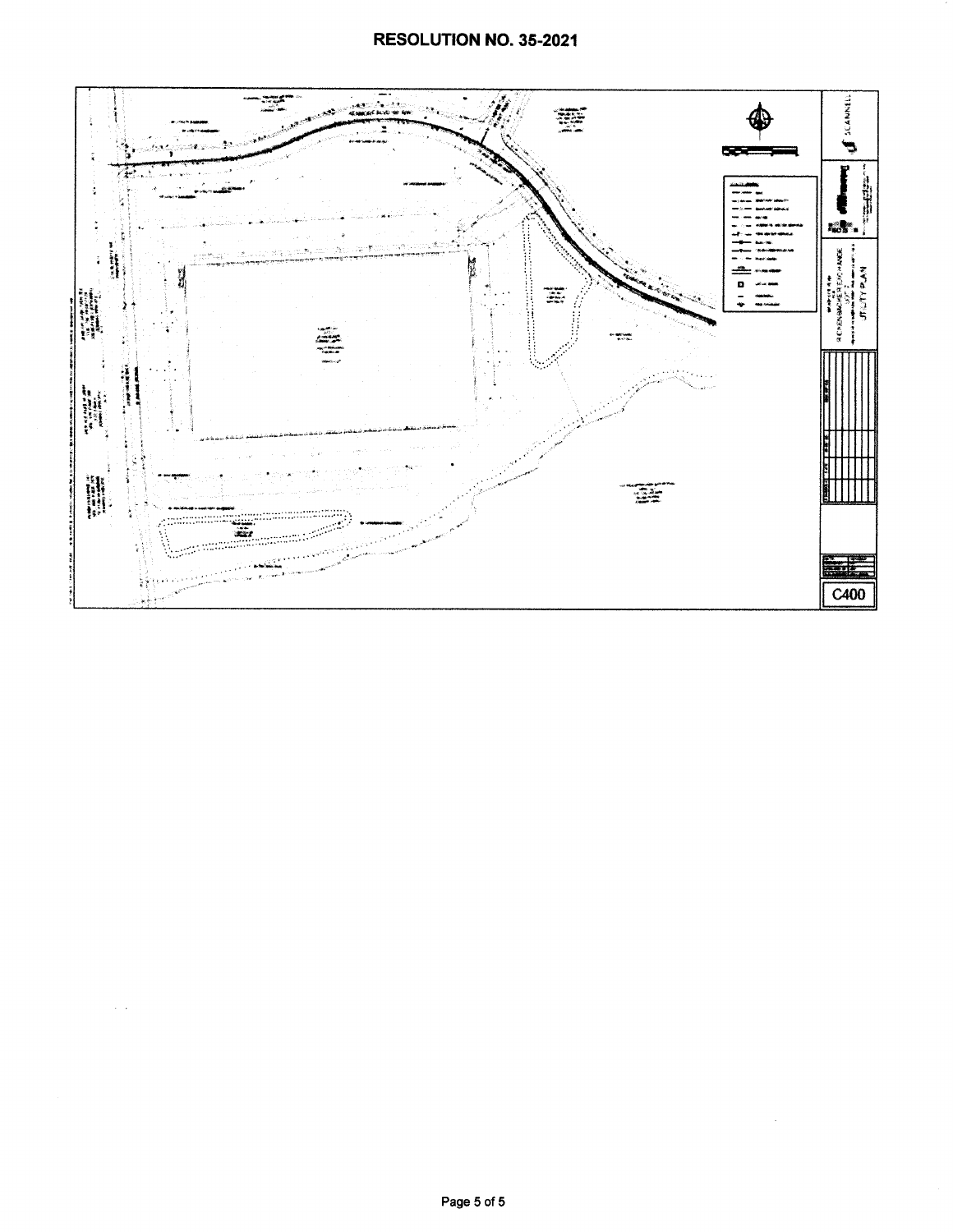## RESOLUTION NO. 35-2021

SCANNELL

RICKENBACKER EXCHANGE

UTILITY PLAN

C400